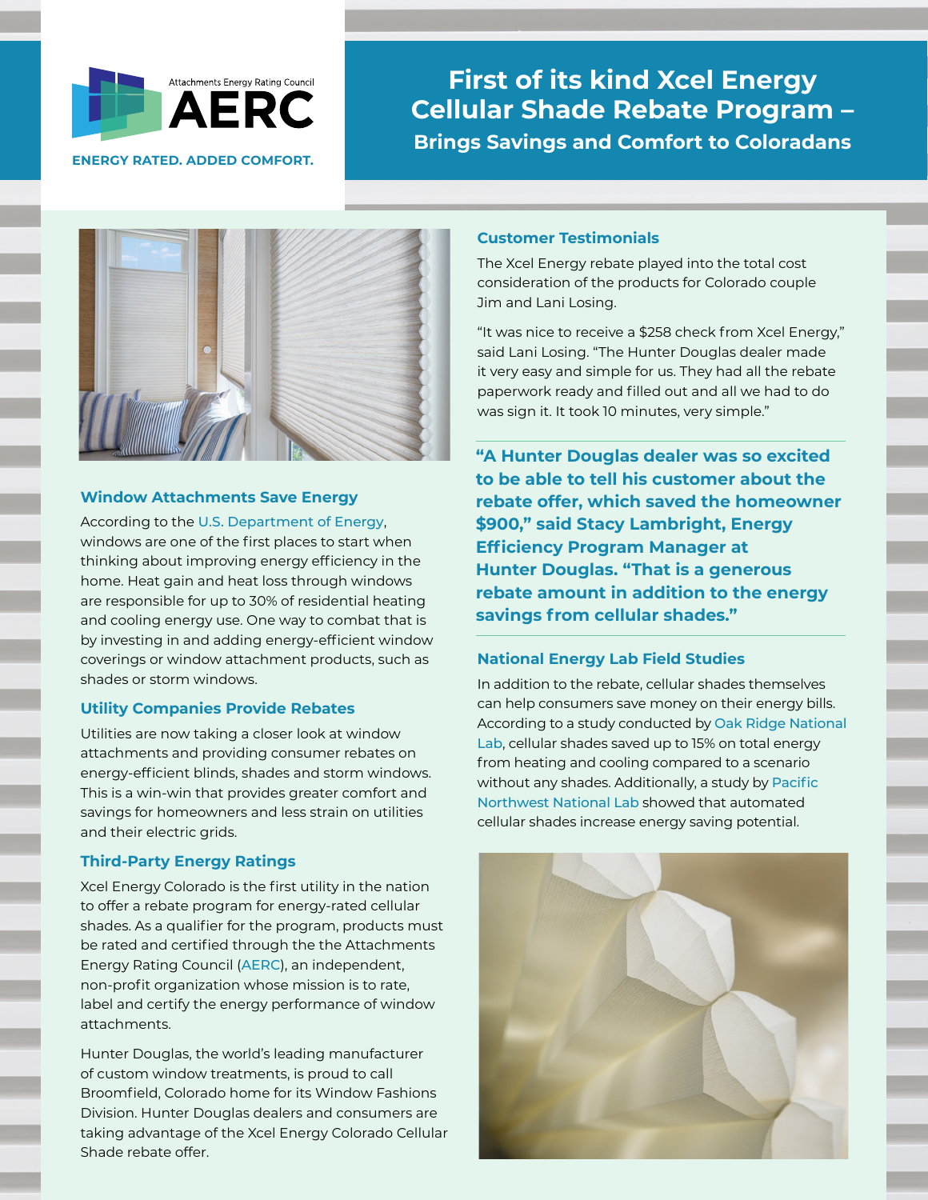Attachments Energy Rating Council

AERC

ENERGY RATED. ADDED COMFORT.

# First of its kind Xcel Energy Cellular Shade Rebate Program –

## Brings Savings and Comfort to Coloradans

### Window Attachments Save Energy

According to the U.S. Department of Energy, windows are one of the first places to start when thinking about improving energy efficiency in the home. Heat gain and heat loss through windows are responsible for up to 30% of residential heating and cooling energy use. One way to combat that is by investing in and adding energy-efficient window coverings or window attachment products, such as shades or storm windows.

### Utility Companies Provide Rebates

Utilities are now taking a closer look at window attachments and providing consumer rebates on energy-efficient blinds, shades and storm windows. This is a win-win that provides greater comfort and savings for homeowners and less strain on utilities and their electric grids.

### Third-Party Energy Ratings

Xcel Energy Colorado is the first utility in the nation to offer a rebate program for energy-rated cellular shades. As a qualifier for the program, products must be rated and certified through the the Attachments Energy Rating Council (AERC), an independent, non-profit organization whose mission is to rate, label and certify the energy performance of window attachments.

Hunter Douglas, the world's leading manufacturer of custom window treatments, is proud to call Broomfield, Colorado home for its Window Fashions Division. Hunter Douglas dealers and consumers are taking advantage of the Xcel Energy Colorado Cellular Shade rebate offer.

### Customer Testimonials

The Xcel Energy rebate played into the total cost consideration of the products for Colorado couple Jim and Lani Losing.

"It was nice to receive a $258 check from Xcel Energy," said Lani Losing. "The Hunter Douglas dealer made it very easy and simple for us. They had all the rebate paperwork ready and filled out and all we had to do was sign it. It took 10 minutes, very simple."

**"A Hunter Douglas dealer was so excited to be able to tell his customer about the rebate offer, which saved the homeowner $900," said Stacy Lambright, Energy Efficiency Program Manager at Hunter Douglas. "That is a generous rebate amount in addition to the energy savings from cellular shades."**

### National Energy Lab Field Studies

In addition to the rebate, cellular shades themselves can help consumers save money on their energy bills. According to a study conducted by Oak Ridge National Lab, cellular shades saved up to 15% on total energy from heating and cooling compared to a scenario without any shades. Additionally, a study by Pacific Northwest National Lab showed that automated cellular shades increase energy saving potential.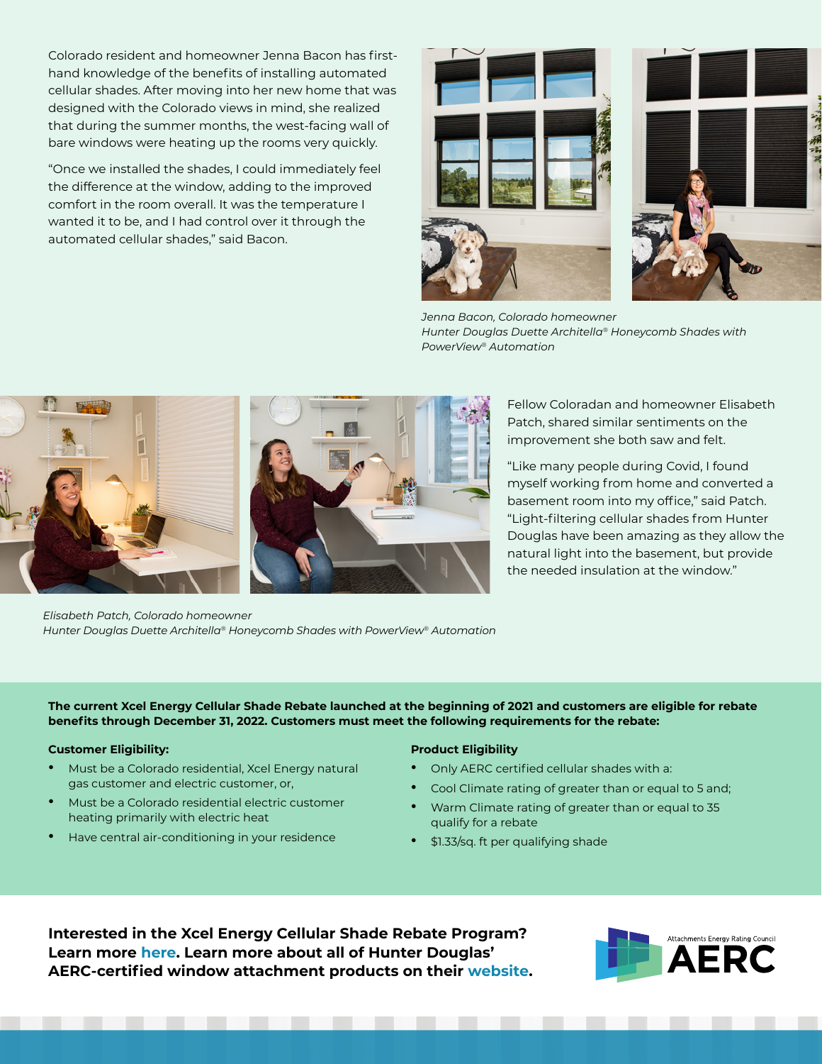Colorado resident and homeowner Jenna Bacon has first-hand knowledge of the benefits of installing automated cellular shades. After moving into her new home that was designed with the Colorado views in mind, she realized that during the summer months, the west-facing wall of bare windows were heating up the rooms very quickly.

"Once we installed the shades, I could immediately feel the difference at the window, adding to the improved comfort in the room overall. It was the temperature I wanted it to be, and I had control over it through the automated cellular shades," said Bacon.

*Jenna Bacon, Colorado homeowner*
*Hunter Douglas Duette Architella® Honeycomb Shades with PowerView® Automation*

Fellow Coloradan and homeowner Elisabeth Patch, shared similar sentiments on the improvement she both saw and felt.

"Like many people during Covid, I found myself working from home and converted a basement room into my office," said Patch. "Light-filtering cellular shades from Hunter Douglas have been amazing as they allow the natural light into the basement, but provide the needed insulation at the window."

*Elisabeth Patch, Colorado homeowner*
*Hunter Douglas Duette Architella® Honeycomb Shades with PowerView® Automation*

**The current Xcel Energy Cellular Shade Rebate launched at the beginning of 2021 and customers are eligible for rebate benefits through December 31, 2022. Customers must meet the following requirements for the rebate:**

**Customer Eligibility:**

- Must be a Colorado residential, Xcel Energy natural gas customer and electric customer, or,
- Must be a Colorado residential electric customer heating primarily with electric heat
- Have central air-conditioning in your residence

**Product Eligibility**

- Only AERC certified cellular shades with a:
- Cool Climate rating of greater than or equal to 5 and;
- Warm Climate rating of greater than or equal to 35 qualify for a rebate
- $1.33/sq. ft per qualifying shade

**Interested in the Xcel Energy Cellular Shade Rebate Program? Learn more here. Learn more about all of Hunter Douglas' AERC-certified window attachment products on their website.**

Attachments Energy Rating Council
AERC